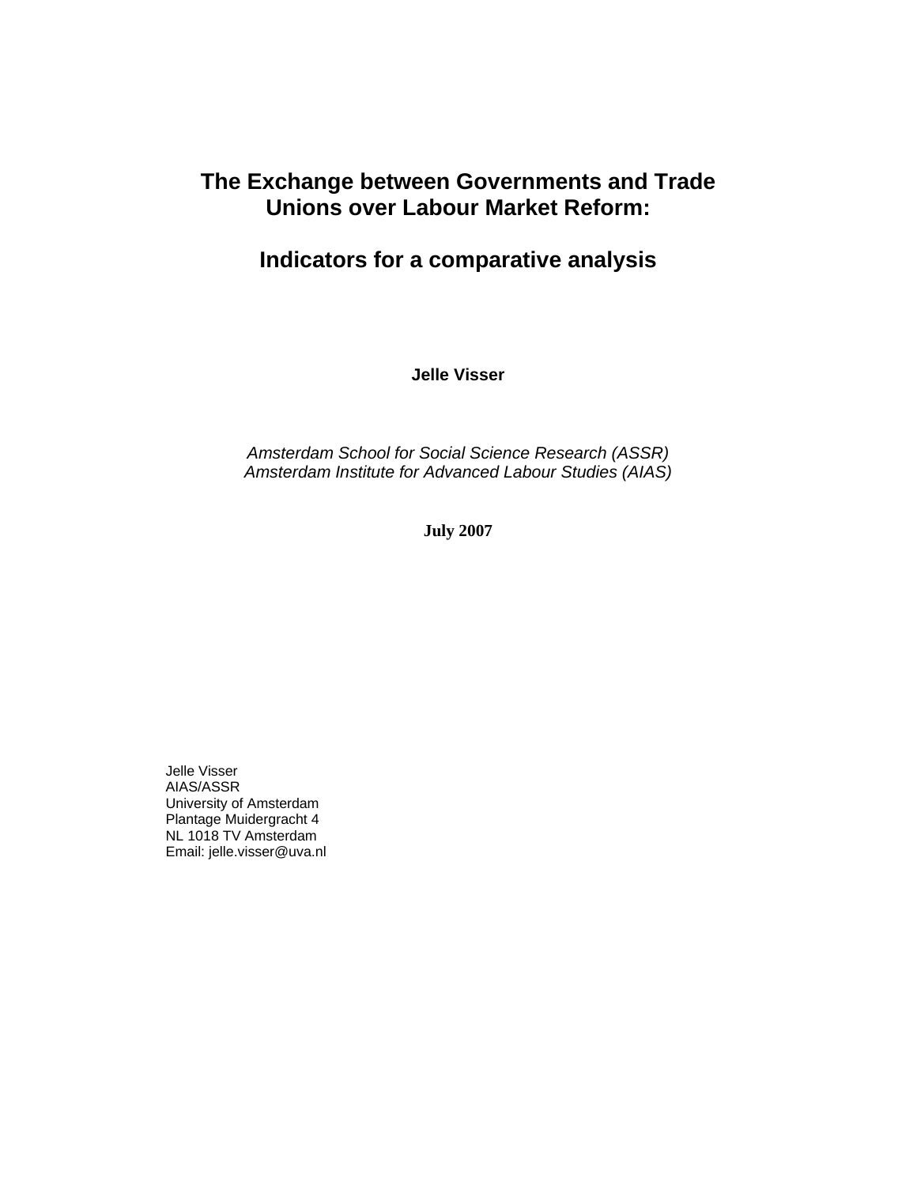# The Exchange between Governments and Trade Unions over Labour Market Reform:

# Indicators for a comparative analysis

**Jelle Visser**

*Amsterdam School for Social Science Research (ASSR)*
*Amsterdam Institute for Advanced Labour Studies (AIAS)*

**July 2007**

Jelle Visser
AIAS/ASSR
University of Amsterdam
Plantage Muidergracht 4
NL 1018 TV Amsterdam
Email: jelle.visser@uva.nl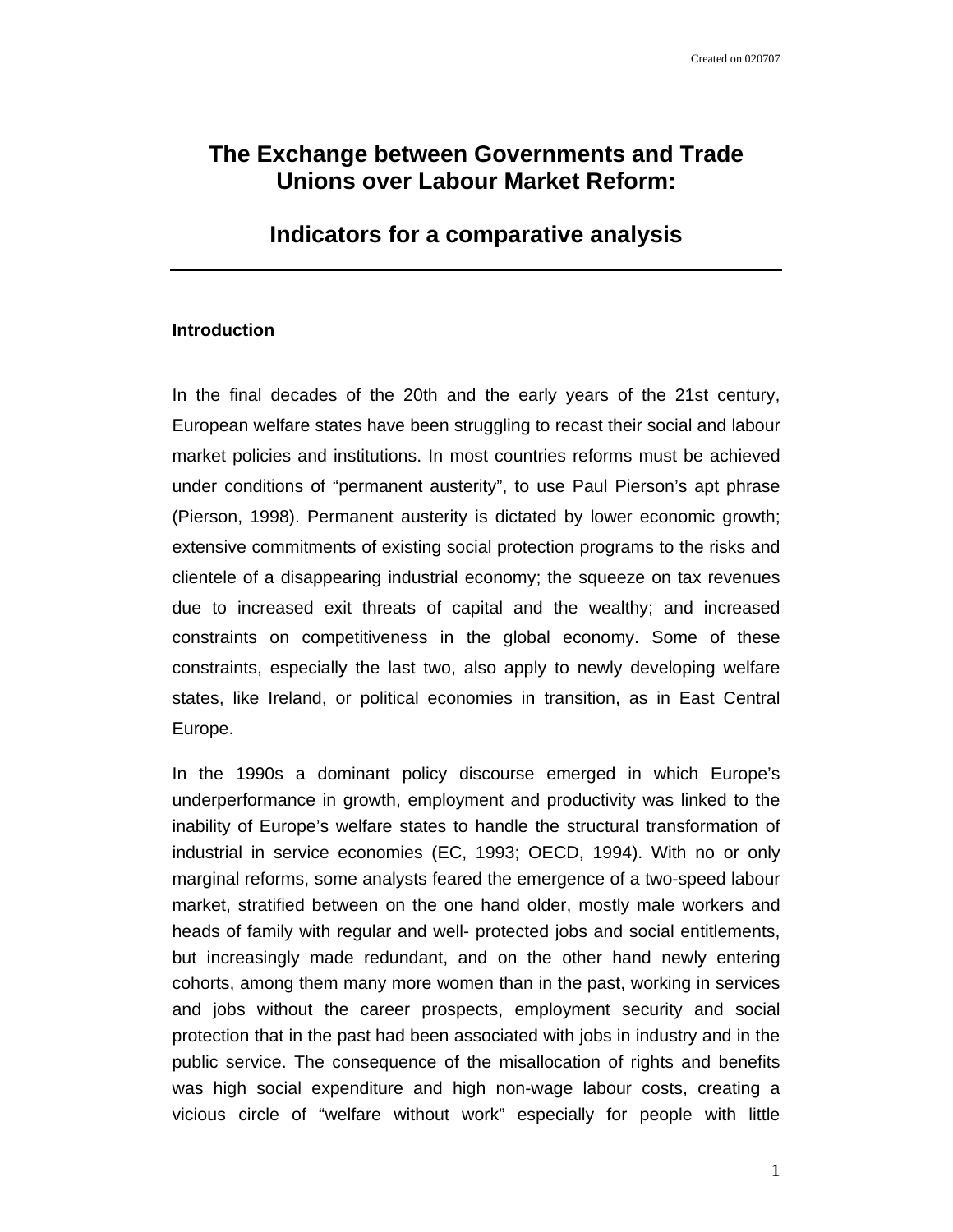# The Exchange between Governments and Trade Unions over Labour Market Reform:

# Indicators for a comparative analysis

## Introduction

In the final decades of the 20th and the early years of the 21st century, European welfare states have been struggling to recast their social and labour market policies and institutions. In most countries reforms must be achieved under conditions of "permanent austerity", to use Paul Pierson's apt phrase (Pierson, 1998). Permanent austerity is dictated by lower economic growth; extensive commitments of existing social protection programs to the risks and clientele of a disappearing industrial economy; the squeeze on tax revenues due to increased exit threats of capital and the wealthy; and increased constraints on competitiveness in the global economy. Some of these constraints, especially the last two, also apply to newly developing welfare states, like Ireland, or political economies in transition, as in East Central Europe.

In the 1990s a dominant policy discourse emerged in which Europe's underperformance in growth, employment and productivity was linked to the inability of Europe's welfare states to handle the structural transformation of industrial in service economies (EC, 1993; OECD, 1994). With no or only marginal reforms, some analysts feared the emergence of a two-speed labour market, stratified between on the one hand older, mostly male workers and heads of family with regular and well- protected jobs and social entitlements, but increasingly made redundant, and on the other hand newly entering cohorts, among them many more women than in the past, working in services and jobs without the career prospects, employment security and social protection that in the past had been associated with jobs in industry and in the public service. The consequence of the misallocation of rights and benefits was high social expenditure and high non-wage labour costs, creating a vicious circle of "welfare without work" especially for people with little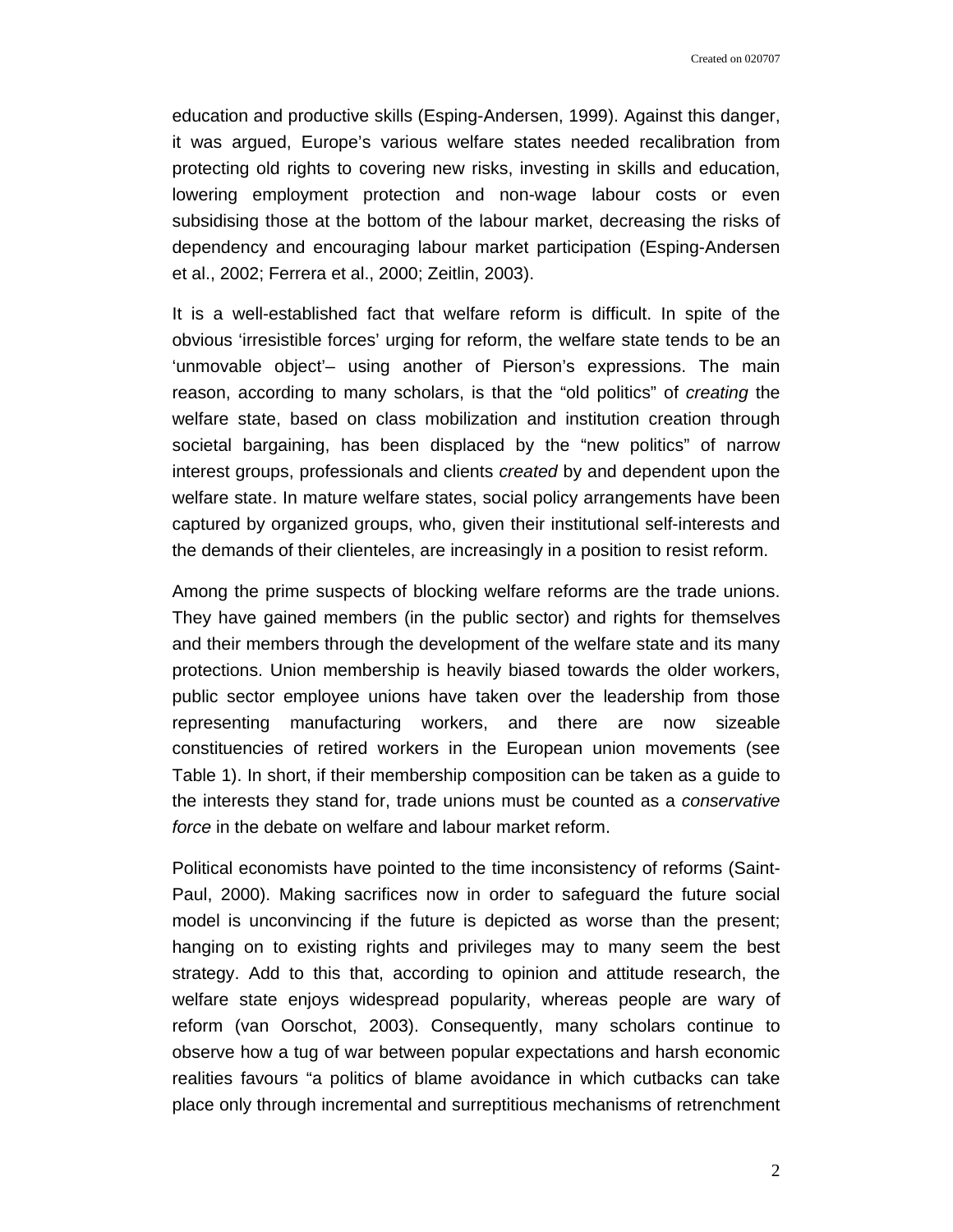education and productive skills (Esping-Andersen, 1999). Against this danger, it was argued, Europe's various welfare states needed recalibration from protecting old rights to covering new risks, investing in skills and education, lowering employment protection and non-wage labour costs or even subsidising those at the bottom of the labour market, decreasing the risks of dependency and encouraging labour market participation (Esping-Andersen et al., 2002; Ferrera et al., 2000; Zeitlin, 2003).

It is a well-established fact that welfare reform is difficult. In spite of the obvious 'irresistible forces' urging for reform, the welfare state tends to be an 'unmovable object'– using another of Pierson's expressions. The main reason, according to many scholars, is that the "old politics" of *creating* the welfare state, based on class mobilization and institution creation through societal bargaining, has been displaced by the "new politics" of narrow interest groups, professionals and clients *created* by and dependent upon the welfare state. In mature welfare states, social policy arrangements have been captured by organized groups, who, given their institutional self-interests and the demands of their clienteles, are increasingly in a position to resist reform.

Among the prime suspects of blocking welfare reforms are the trade unions. They have gained members (in the public sector) and rights for themselves and their members through the development of the welfare state and its many protections. Union membership is heavily biased towards the older workers, public sector employee unions have taken over the leadership from those representing manufacturing workers, and there are now sizeable constituencies of retired workers in the European union movements (see Table 1). In short, if their membership composition can be taken as a guide to the interests they stand for, trade unions must be counted as a *conservative force* in the debate on welfare and labour market reform.

Political economists have pointed to the time inconsistency of reforms (Saint-Paul, 2000). Making sacrifices now in order to safeguard the future social model is unconvincing if the future is depicted as worse than the present; hanging on to existing rights and privileges may to many seem the best strategy. Add to this that, according to opinion and attitude research, the welfare state enjoys widespread popularity, whereas people are wary of reform (van Oorschot, 2003). Consequently, many scholars continue to observe how a tug of war between popular expectations and harsh economic realities favours "a politics of blame avoidance in which cutbacks can take place only through incremental and surreptitious mechanisms of retrenchment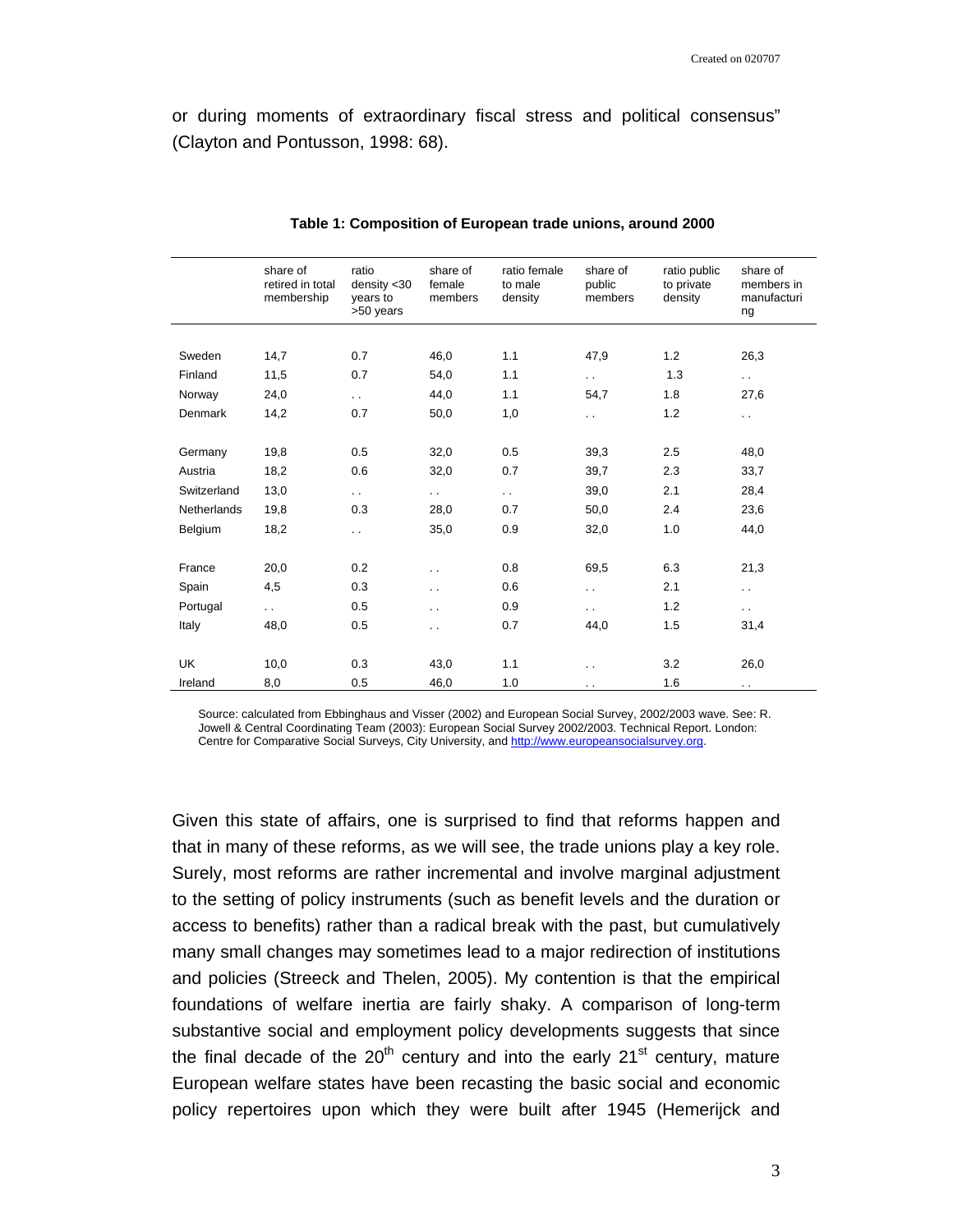or during moments of extraordinary fiscal stress and political consensus" (Clayton and Pontusson, 1998: 68).

**Table 1: Composition of European trade unions, around 2000**

| | share of retired in total membership | ratio density <30 years to >50 years | share of female members | ratio female to male density | share of public members | ratio public to private density | share of members in manufacturing |
|---|---|---|---|---|---|---|---|
| Sweden | 14,7 | 0.7 | 46,0 | 1.1 | 47,9 | 1.2 | 26,3 |
| Finland | 11,5 | 0.7 | 54,0 | 1.1 | . . | 1.3 | . . |
| Norway | 24,0 | . . | 44,0 | 1.1 | 54,7 | 1.8 | 27,6 |
| Denmark | 14,2 | 0.7 | 50,0 | 1,0 | . . | 1.2 | . . |
| Germany | 19,8 | 0.5 | 32,0 | 0.5 | 39,3 | 2.5 | 48,0 |
| Austria | 18,2 | 0.6 | 32,0 | 0.7 | 39,7 | 2.3 | 33,7 |
| Switzerland | 13,0 | . . | . . | . . | 39,0 | 2.1 | 28,4 |
| Netherlands | 19,8 | 0.3 | 28,0 | 0.7 | 50,0 | 2.4 | 23,6 |
| Belgium | 18,2 | . . | 35,0 | 0.9 | 32,0 | 1.0 | 44,0 |
| France | 20,0 | 0.2 | . . | 0.8 | 69,5 | 6.3 | 21,3 |
| Spain | 4,5 | 0.3 | . . | 0.6 | . . | 2.1 | . . |
| Portugal | . . | 0.5 | . . | 0.9 | . . | 1.2 | . . |
| Italy | 48,0 | 0.5 | . . | 0.7 | 44,0 | 1.5 | 31,4 |
| UK | 10,0 | 0.3 | 43,0 | 1.1 | . . | 3.2 | 26,0 |
| Ireland | 8,0 | 0.5 | 46,0 | 1.0 | . . | 1.6 | . . |

Source: calculated from Ebbinghaus and Visser (2002) and European Social Survey, 2002/2003 wave. See: R. Jowell & Central Coordinating Team (2003): European Social Survey 2002/2003. Technical Report. London: Centre for Comparative Social Surveys, City University, and http://www.europeansocialsurvey.org.

Given this state of affairs, one is surprised to find that reforms happen and that in many of these reforms, as we will see, the trade unions play a key role. Surely, most reforms are rather incremental and involve marginal adjustment to the setting of policy instruments (such as benefit levels and the duration or access to benefits) rather than a radical break with the past, but cumulatively many small changes may sometimes lead to a major redirection of institutions and policies (Streeck and Thelen, 2005). My contention is that the empirical foundations of welfare inertia are fairly shaky. A comparison of long-term substantive social and employment policy developments suggests that since the final decade of the 20th century and into the early 21st century, mature European welfare states have been recasting the basic social and economic policy repertoires upon which they were built after 1945 (Hemerijck and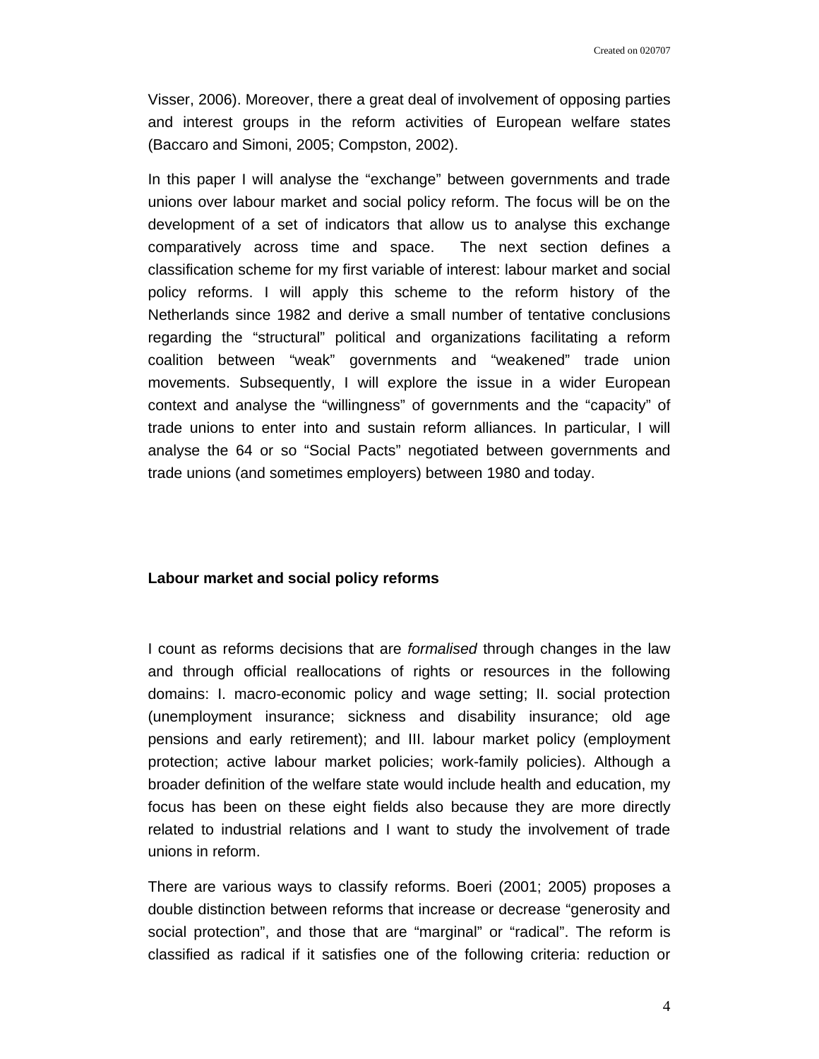Visser, 2006). Moreover, there a great deal of involvement of opposing parties and interest groups in the reform activities of European welfare states (Baccaro and Simoni, 2005; Compston, 2002).

In this paper I will analyse the "exchange" between governments and trade unions over labour market and social policy reform. The focus will be on the development of a set of indicators that allow us to analyse this exchange comparatively across time and space. The next section defines a classification scheme for my first variable of interest: labour market and social policy reforms. I will apply this scheme to the reform history of the Netherlands since 1982 and derive a small number of tentative conclusions regarding the "structural" political and organizations facilitating a reform coalition between "weak" governments and "weakened" trade union movements. Subsequently, I will explore the issue in a wider European context and analyse the "willingness" of governments and the "capacity" of trade unions to enter into and sustain reform alliances. In particular, I will analyse the 64 or so "Social Pacts" negotiated between governments and trade unions (and sometimes employers) between 1980 and today.

## Labour market and social policy reforms

I count as reforms decisions that are *formalised* through changes in the law and through official reallocations of rights or resources in the following domains: I. macro-economic policy and wage setting; II. social protection (unemployment insurance; sickness and disability insurance; old age pensions and early retirement); and III. labour market policy (employment protection; active labour market policies; work-family policies). Although a broader definition of the welfare state would include health and education, my focus has been on these eight fields also because they are more directly related to industrial relations and I want to study the involvement of trade unions in reform.

There are various ways to classify reforms. Boeri (2001; 2005) proposes a double distinction between reforms that increase or decrease "generosity and social protection", and those that are "marginal" or "radical". The reform is classified as radical if it satisfies one of the following criteria: reduction or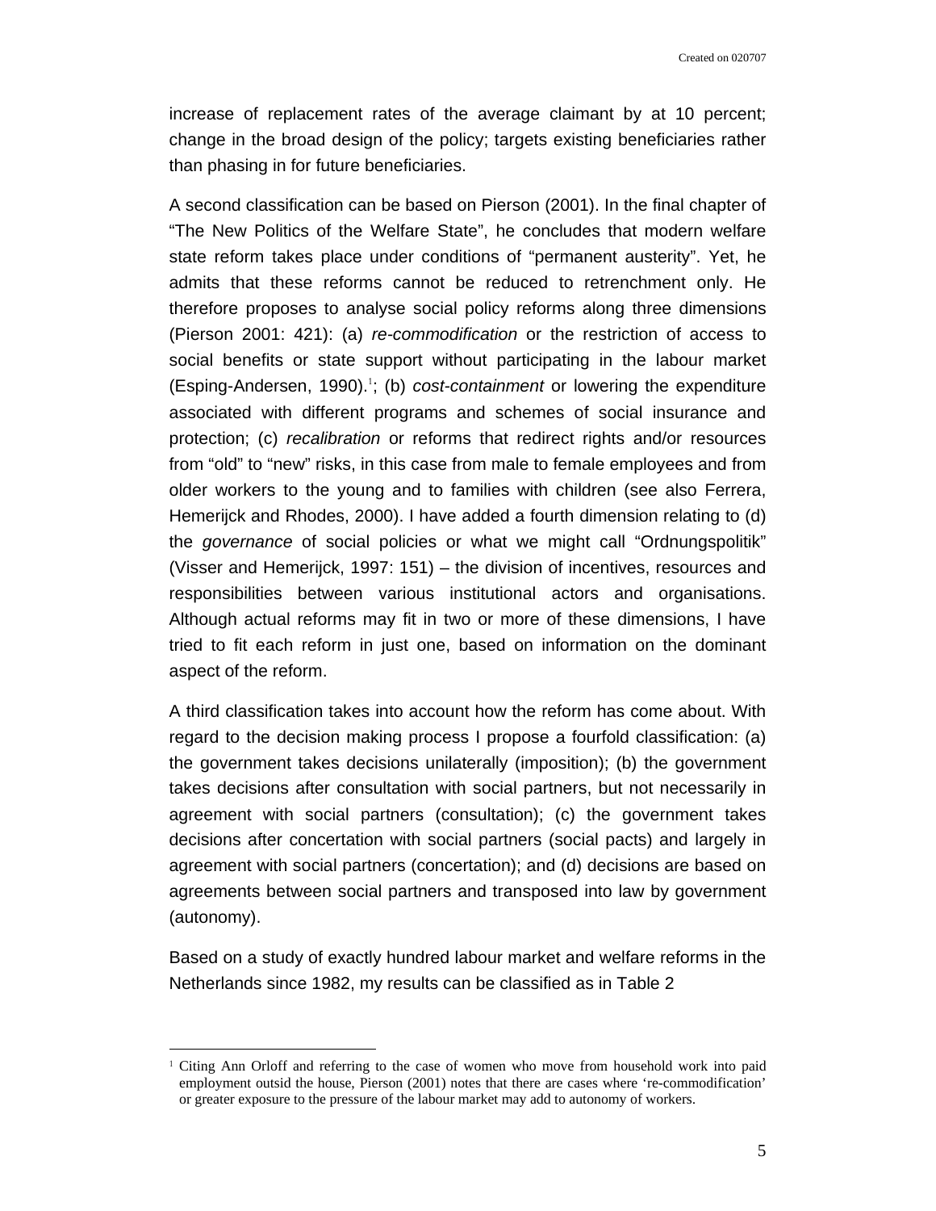increase of replacement rates of the average claimant by at 10 percent; change in the broad design of the policy; targets existing beneficiaries rather than phasing in for future beneficiaries.

A second classification can be based on Pierson (2001). In the final chapter of "The New Politics of the Welfare State", he concludes that modern welfare state reform takes place under conditions of "permanent austerity". Yet, he admits that these reforms cannot be reduced to retrenchment only. He therefore proposes to analyse social policy reforms along three dimensions (Pierson 2001: 421): (a) *re-commodification* or the restriction of access to social benefits or state support without participating in the labour market (Esping-Andersen, 1990).[1]; (b) *cost-containment* or lowering the expenditure associated with different programs and schemes of social insurance and protection; (c) *recalibration* or reforms that redirect rights and/or resources from "old" to "new" risks, in this case from male to female employees and from older workers to the young and to families with children (see also Ferrera, Hemerijck and Rhodes, 2000). I have added a fourth dimension relating to (d) the *governance* of social policies or what we might call "Ordnungspolitik" (Visser and Hemerijck, 1997: 151) – the division of incentives, resources and responsibilities between various institutional actors and organisations. Although actual reforms may fit in two or more of these dimensions, I have tried to fit each reform in just one, based on information on the dominant aspect of the reform.

A third classification takes into account how the reform has come about. With regard to the decision making process I propose a fourfold classification: (a) the government takes decisions unilaterally (imposition); (b) the government takes decisions after consultation with social partners, but not necessarily in agreement with social partners (consultation); (c) the government takes decisions after concertation with social partners (social pacts) and largely in agreement with social partners (concertation); and (d) decisions are based on agreements between social partners and transposed into law by government (autonomy).

Based on a study of exactly hundred labour market and welfare reforms in the Netherlands since 1982, my results can be classified as in Table 2

---

[1] Citing Ann Orloff and referring to the case of women who move from household work into paid employment outsid the house, Pierson (2001) notes that there are cases where 're-commodification' or greater exposure to the pressure of the labour market may add to autonomy of workers.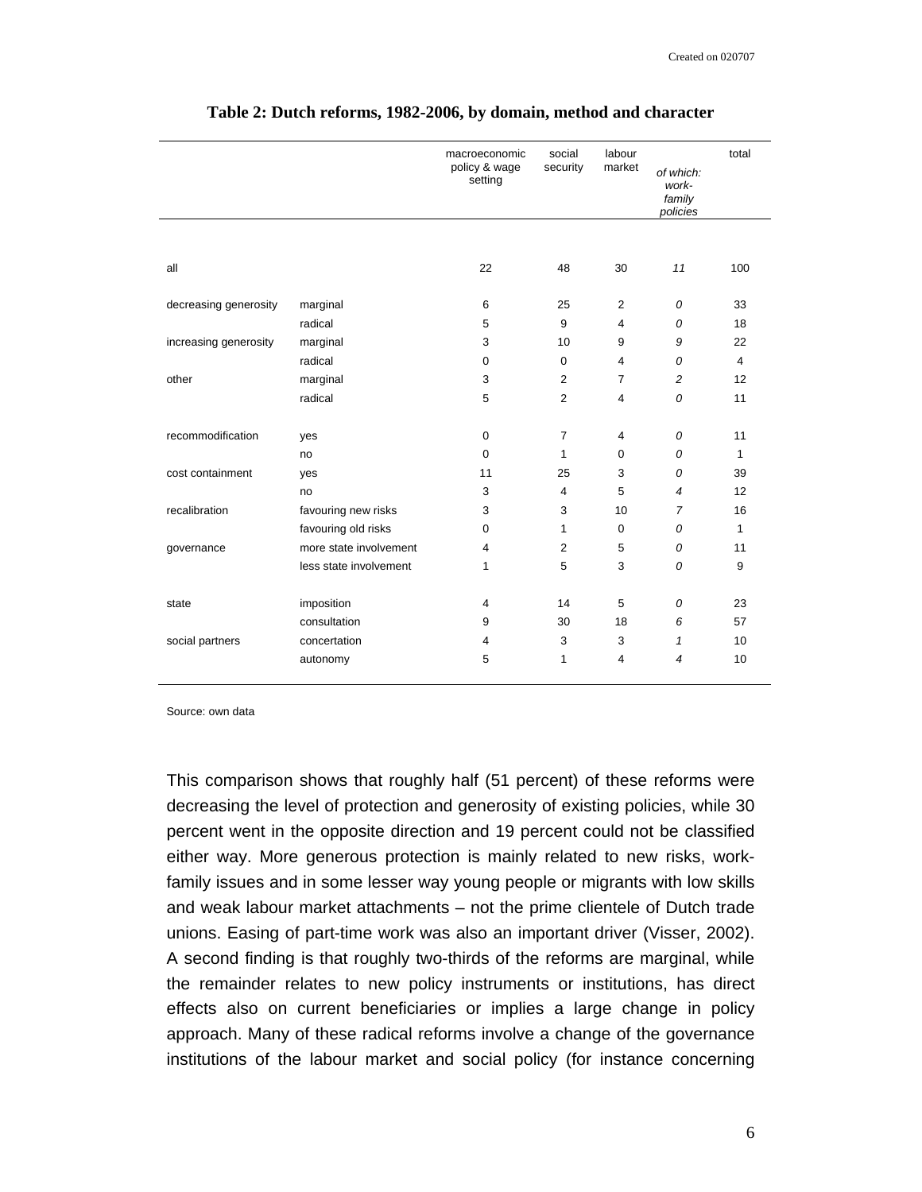**Table 2: Dutch reforms, 1982-2006, by domain, method and character**

| | | macroeconomic policy & wage setting | social security | labour market | *of which: work-family policies* | total |
|---|---|---|---|---|---|---|
| all | | 22 | 48 | 30 | *11* | 100 |
| decreasing generosity | marginal | 6 | 25 | 2 | *0* | 33 |
| | radical | 5 | 9 | 4 | *0* | 18 |
| increasing generosity | marginal | 3 | 10 | 9 | *9* | 22 |
| | radical | 0 | 0 | 4 | *0* | 4 |
| other | marginal | 3 | 2 | 7 | *2* | 12 |
| | radical | 5 | 2 | 4 | *0* | 11 |
| recommodification | yes | 0 | 7 | 4 | *0* | 11 |
| | no | 0 | 1 | 0 | *0* | 1 |
| cost containment | yes | 11 | 25 | 3 | *0* | 39 |
| | no | 3 | 4 | 5 | *4* | 12 |
| recalibration | favouring new risks | 3 | 3 | 10 | *7* | 16 |
| | favouring old risks | 0 | 1 | 0 | *0* | 1 |
| governance | more state involvement | 4 | 2 | 5 | *0* | 11 |
| | less state involvement | 1 | 5 | 3 | *0* | 9 |
| state | imposition | 4 | 14 | 5 | *0* | 23 |
| | consultation | 9 | 30 | 18 | *6* | 57 |
| social partners | concertation | 4 | 3 | 3 | *1* | 10 |
| | autonomy | 5 | 1 | 4 | *4* | 10 |

Source: own data

This comparison shows that roughly half (51 percent) of these reforms were decreasing the level of protection and generosity of existing policies, while 30 percent went in the opposite direction and 19 percent could not be classified either way. More generous protection is mainly related to new risks, work-family issues and in some lesser way young people or migrants with low skills and weak labour market attachments – not the prime clientele of Dutch trade unions. Easing of part-time work was also an important driver (Visser, 2002). A second finding is that roughly two-thirds of the reforms are marginal, while the remainder relates to new policy instruments or institutions, has direct effects also on current beneficiaries or implies a large change in policy approach. Many of these radical reforms involve a change of the governance institutions of the labour market and social policy (for instance concerning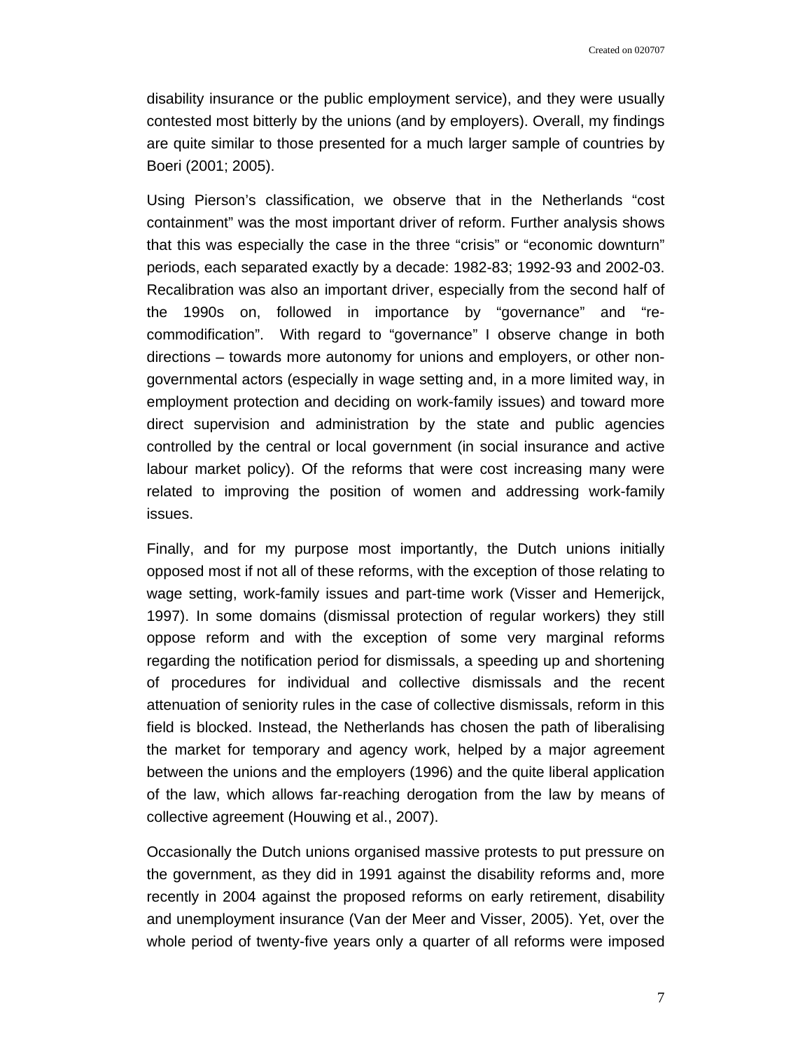disability insurance or the public employment service), and they were usually contested most bitterly by the unions (and by employers). Overall, my findings are quite similar to those presented for a much larger sample of countries by Boeri (2001; 2005).

Using Pierson's classification, we observe that in the Netherlands "cost containment" was the most important driver of reform. Further analysis shows that this was especially the case in the three "crisis" or "economic downturn" periods, each separated exactly by a decade: 1982-83; 1992-93 and 2002-03. Recalibration was also an important driver, especially from the second half of the 1990s on, followed in importance by "governance" and "re-commodification". With regard to "governance" I observe change in both directions – towards more autonomy for unions and employers, or other non-governmental actors (especially in wage setting and, in a more limited way, in employment protection and deciding on work-family issues) and toward more direct supervision and administration by the state and public agencies controlled by the central or local government (in social insurance and active labour market policy). Of the reforms that were cost increasing many were related to improving the position of women and addressing work-family issues.

Finally, and for my purpose most importantly, the Dutch unions initially opposed most if not all of these reforms, with the exception of those relating to wage setting, work-family issues and part-time work (Visser and Hemerijck, 1997). In some domains (dismissal protection of regular workers) they still oppose reform and with the exception of some very marginal reforms regarding the notification period for dismissals, a speeding up and shortening of procedures for individual and collective dismissals and the recent attenuation of seniority rules in the case of collective dismissals, reform in this field is blocked. Instead, the Netherlands has chosen the path of liberalising the market for temporary and agency work, helped by a major agreement between the unions and the employers (1996) and the quite liberal application of the law, which allows far-reaching derogation from the law by means of collective agreement (Houwing et al., 2007).

Occasionally the Dutch unions organised massive protests to put pressure on the government, as they did in 1991 against the disability reforms and, more recently in 2004 against the proposed reforms on early retirement, disability and unemployment insurance (Van der Meer and Visser, 2005). Yet, over the whole period of twenty-five years only a quarter of all reforms were imposed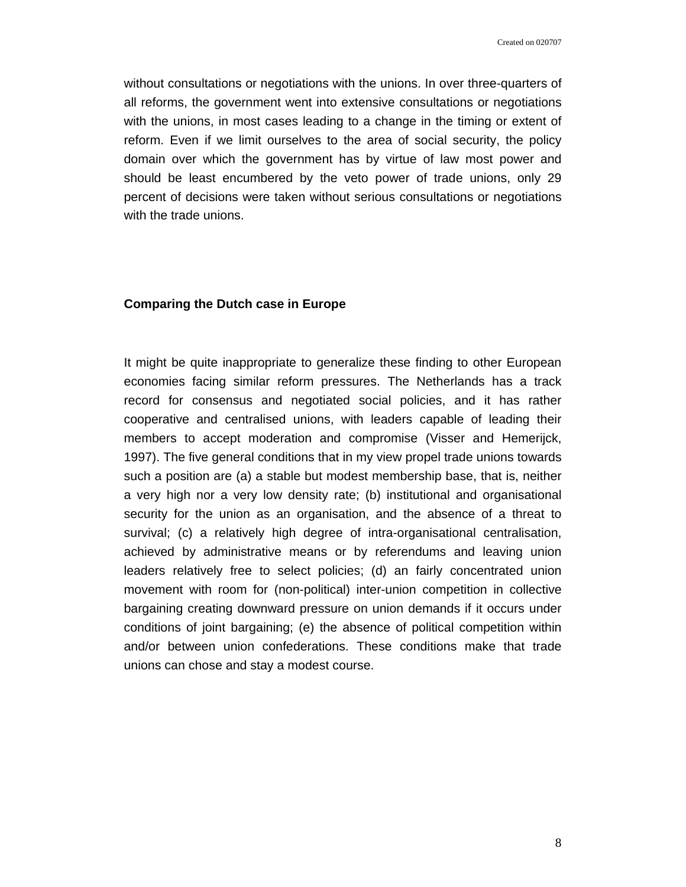without consultations or negotiations with the unions. In over three-quarters of all reforms, the government went into extensive consultations or negotiations with the unions, in most cases leading to a change in the timing or extent of reform. Even if we limit ourselves to the area of social security, the policy domain over which the government has by virtue of law most power and should be least encumbered by the veto power of trade unions, only 29 percent of decisions were taken without serious consultations or negotiations with the trade unions.

**Comparing the Dutch case in Europe**

It might be quite inappropriate to generalize these finding to other European economies facing similar reform pressures. The Netherlands has a track record for consensus and negotiated social policies, and it has rather cooperative and centralised unions, with leaders capable of leading their members to accept moderation and compromise (Visser and Hemerijck, 1997). The five general conditions that in my view propel trade unions towards such a position are (a) a stable but modest membership base, that is, neither a very high nor a very low density rate; (b) institutional and organisational security for the union as an organisation, and the absence of a threat to survival; (c) a relatively high degree of intra-organisational centralisation, achieved by administrative means or by referendums and leaving union leaders relatively free to select policies; (d) an fairly concentrated union movement with room for (non-political) inter-union competition in collective bargaining creating downward pressure on union demands if it occurs under conditions of joint bargaining; (e) the absence of political competition within and/or between union confederations. These conditions make that trade unions can chose and stay a modest course.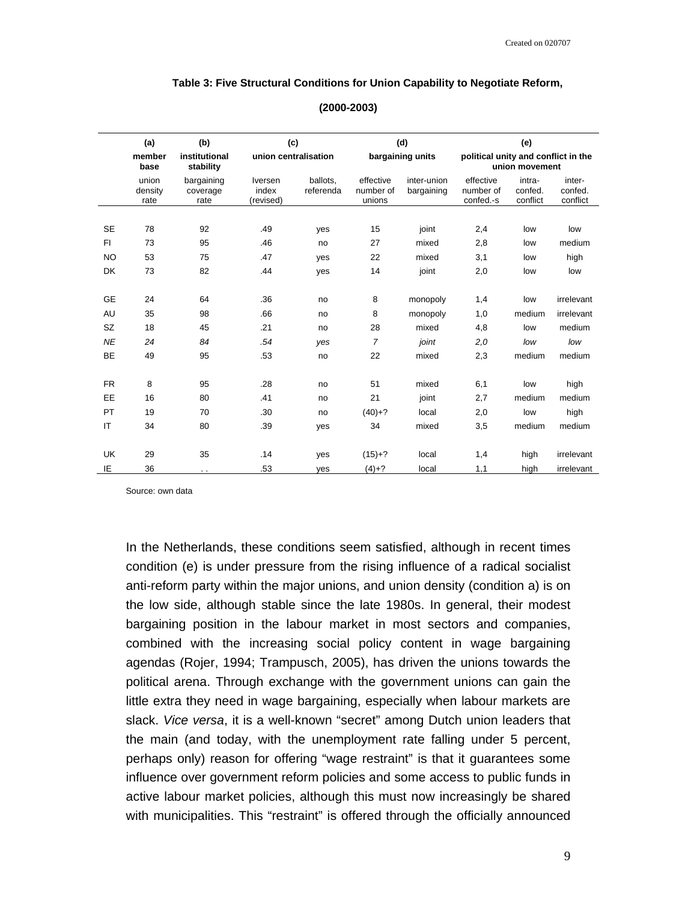**Table 3: Five Structural Conditions for Union Capability to Negotiate Reform, (2000-2003)**

| | (a) member base | (b) institutional stability | (c) union centralisation | | (d) bargaining units | | (e) political unity and conflict in the union movement | | |
|---|---|---|---|---|---|---|---|---|---|
| | union density rate | bargaining coverage rate | Iversen index (revised) | ballots, referenda | effective number of unions | inter-union bargaining | effective number of confed.-s | intra-confed. conflict | inter-confed. conflict |
| SE | 78 | 92 | .49 | yes | 15 | joint | 2,4 | low | low |
| FI | 73 | 95 | .46 | no | 27 | mixed | 2,8 | low | medium |
| NO | 53 | 75 | .47 | yes | 22 | mixed | 3,1 | low | high |
| DK | 73 | 82 | .44 | yes | 14 | joint | 2,0 | low | low |
| GE | 24 | 64 | .36 | no | 8 | monopoly | 1,4 | low | irrelevant |
| AU | 35 | 98 | .66 | no | 8 | monopoly | 1,0 | medium | irrelevant |
| SZ | 18 | 45 | .21 | no | 28 | mixed | 4,8 | low | medium |
| *NE* | *24* | *84* | *.54* | *yes* | *7* | *joint* | *2,0* | *low* | *low* |
| BE | 49 | 95 | .53 | no | 22 | mixed | 2,3 | medium | medium |
| FR | 8 | 95 | .28 | no | 51 | mixed | 6,1 | low | high |
| EE | 16 | 80 | .41 | no | 21 | joint | 2,7 | medium | medium |
| PT | 19 | 70 | .30 | no | (40)+? | local | 2,0 | low | high |
| IT | 34 | 80 | .39 | yes | 34 | mixed | 3,5 | medium | medium |
| UK | 29 | 35 | .14 | yes | (15)+? | local | 1,4 | high | irrelevant |
| IE | 36 | . . | .53 | yes | (4)+? | local | 1,1 | high | irrelevant |

Source: own data

In the Netherlands, these conditions seem satisfied, although in recent times condition (e) is under pressure from the rising influence of a radical socialist anti-reform party within the major unions, and union density (condition a) is on the low side, although stable since the late 1980s. In general, their modest bargaining position in the labour market in most sectors and companies, combined with the increasing social policy content in wage bargaining agendas (Rojer, 1994; Trampusch, 2005), has driven the unions towards the political arena. Through exchange with the government unions can gain the little extra they need in wage bargaining, especially when labour markets are slack. *Vice versa*, it is a well-known "secret" among Dutch union leaders that the main (and today, with the unemployment rate falling under 5 percent, perhaps only) reason for offering "wage restraint" is that it guarantees some influence over government reform policies and some access to public funds in active labour market policies, although this must now increasingly be shared with municipalities. This "restraint" is offered through the officially announced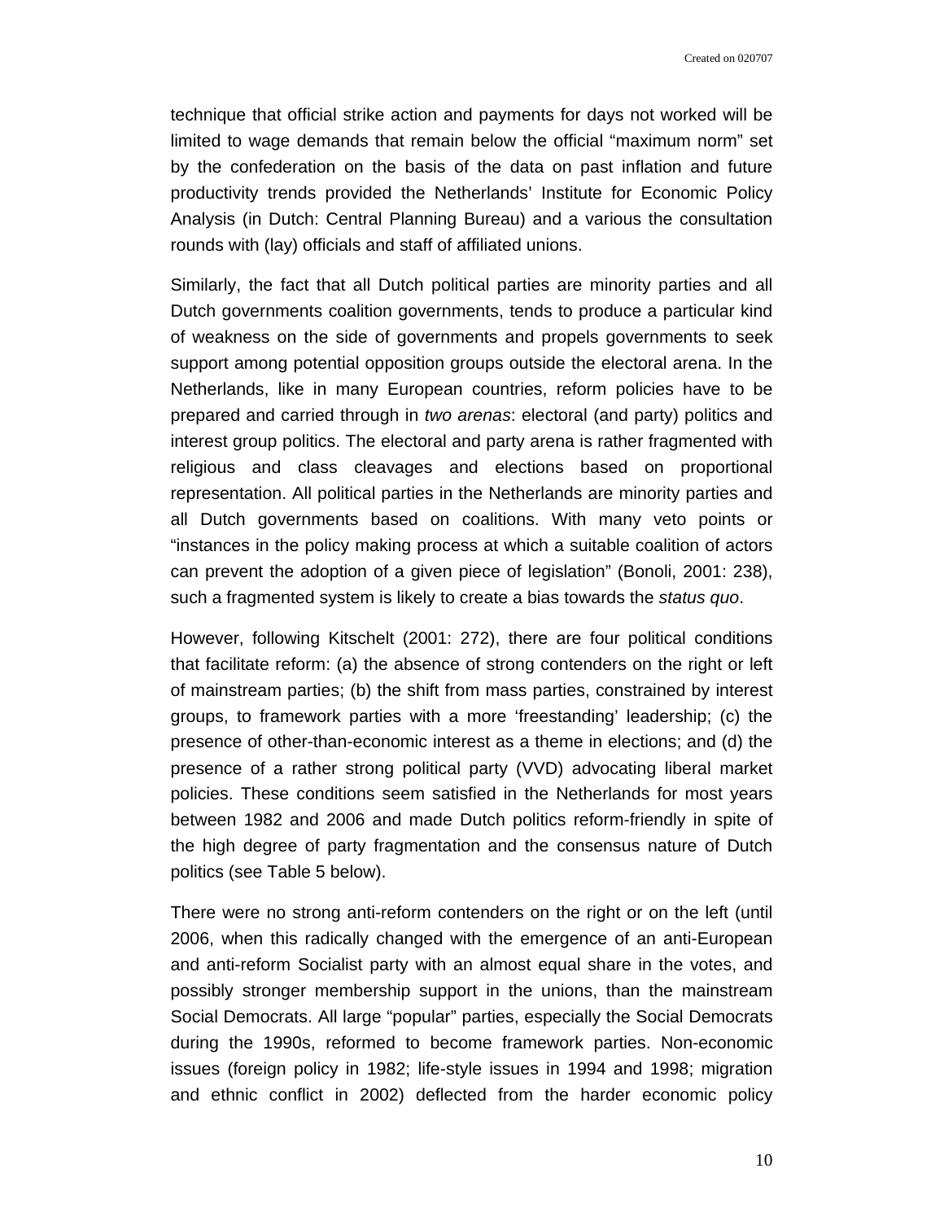technique that official strike action and payments for days not worked will be limited to wage demands that remain below the official "maximum norm" set by the confederation on the basis of the data on past inflation and future productivity trends provided the Netherlands' Institute for Economic Policy Analysis (in Dutch: Central Planning Bureau) and a various the consultation rounds with (lay) officials and staff of affiliated unions.

Similarly, the fact that all Dutch political parties are minority parties and all Dutch governments coalition governments, tends to produce a particular kind of weakness on the side of governments and propels governments to seek support among potential opposition groups outside the electoral arena. In the Netherlands, like in many European countries, reform policies have to be prepared and carried through in *two arenas*: electoral (and party) politics and interest group politics. The electoral and party arena is rather fragmented with religious and class cleavages and elections based on proportional representation. All political parties in the Netherlands are minority parties and all Dutch governments based on coalitions. With many veto points or "instances in the policy making process at which a suitable coalition of actors can prevent the adoption of a given piece of legislation" (Bonoli, 2001: 238), such a fragmented system is likely to create a bias towards the *status quo*.

However, following Kitschelt (2001: 272), there are four political conditions that facilitate reform: (a) the absence of strong contenders on the right or left of mainstream parties; (b) the shift from mass parties, constrained by interest groups, to framework parties with a more 'freestanding' leadership; (c) the presence of other-than-economic interest as a theme in elections; and (d) the presence of a rather strong political party (VVD) advocating liberal market policies. These conditions seem satisfied in the Netherlands for most years between 1982 and 2006 and made Dutch politics reform-friendly in spite of the high degree of party fragmentation and the consensus nature of Dutch politics (see Table 5 below).

There were no strong anti-reform contenders on the right or on the left (until 2006, when this radically changed with the emergence of an anti-European and anti-reform Socialist party with an almost equal share in the votes, and possibly stronger membership support in the unions, than the mainstream Social Democrats. All large "popular" parties, especially the Social Democrats during the 1990s, reformed to become framework parties. Non-economic issues (foreign policy in 1982; life-style issues in 1994 and 1998; migration and ethnic conflict in 2002) deflected from the harder economic policy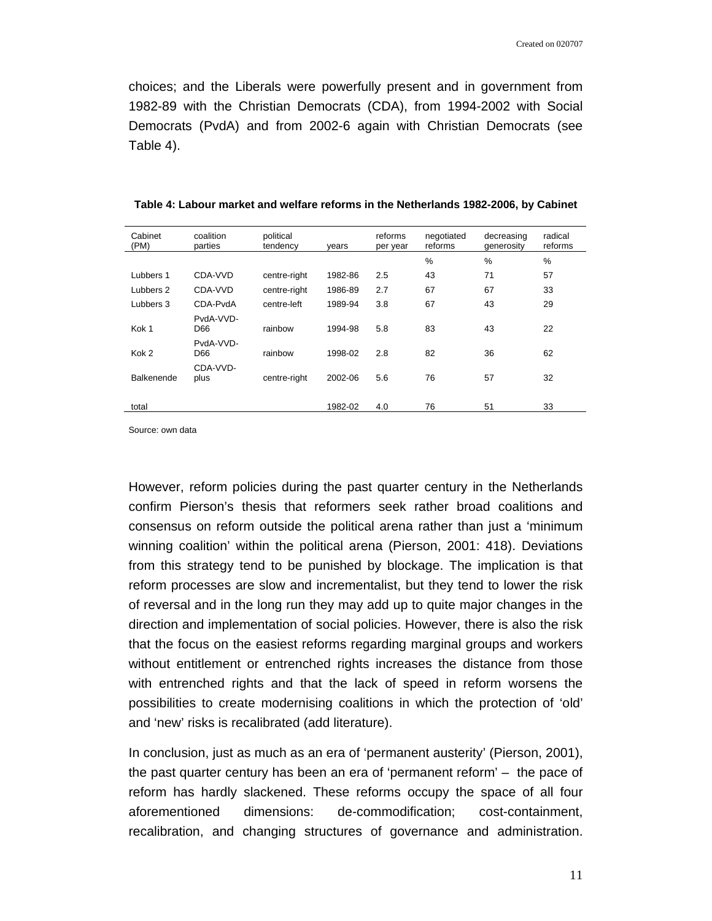choices; and the Liberals were powerfully present and in government from 1982-89 with the Christian Democrats (CDA), from 1994-2002 with Social Democrats (PvdA) and from 2002-6 again with Christian Democrats (see Table 4).

**Table 4: Labour market and welfare reforms in the Netherlands 1982-2006, by Cabinet**

| Cabinet (PM) | coalition parties | political tendency | years | reforms per year | negotiated reforms | decreasing generosity | radical reforms |
|---|---|---|---|---|---|---|---|
| | | | | | % | % | % |
| Lubbers 1 | CDA-VVD | centre-right | 1982-86 | 2.5 | 43 | 71 | 57 |
| Lubbers 2 | CDA-VVD | centre-right | 1986-89 | 2.7 | 67 | 67 | 33 |
| Lubbers 3 | CDA-PvdA | centre-left | 1989-94 | 3.8 | 67 | 43 | 29 |
| Kok 1 | PvdA-VVD-D66 | rainbow | 1994-98 | 5.8 | 83 | 43 | 22 |
| Kok 2 | PvdA-VVD-D66 | rainbow | 1998-02 | 2.8 | 82 | 36 | 62 |
| Balkenende | CDA-VVD-plus | centre-right | 2002-06 | 5.6 | 76 | 57 | 32 |
| total | | | 1982-02 | 4.0 | 76 | 51 | 33 |

Source: own data

However, reform policies during the past quarter century in the Netherlands confirm Pierson's thesis that reformers seek rather broad coalitions and consensus on reform outside the political arena rather than just a 'minimum winning coalition' within the political arena (Pierson, 2001: 418). Deviations from this strategy tend to be punished by blockage. The implication is that reform processes are slow and incrementalist, but they tend to lower the risk of reversal and in the long run they may add up to quite major changes in the direction and implementation of social policies. However, there is also the risk that the focus on the easiest reforms regarding marginal groups and workers without entitlement or entrenched rights increases the distance from those with entrenched rights and that the lack of speed in reform worsens the possibilities to create modernising coalitions in which the protection of 'old' and 'new' risks is recalibrated (add literature).

In conclusion, just as much as an era of 'permanent austerity' (Pierson, 2001), the past quarter century has been an era of 'permanent reform' – the pace of reform has hardly slackened. These reforms occupy the space of all four aforementioned dimensions: de-commodification; cost-containment, recalibration, and changing structures of governance and administration.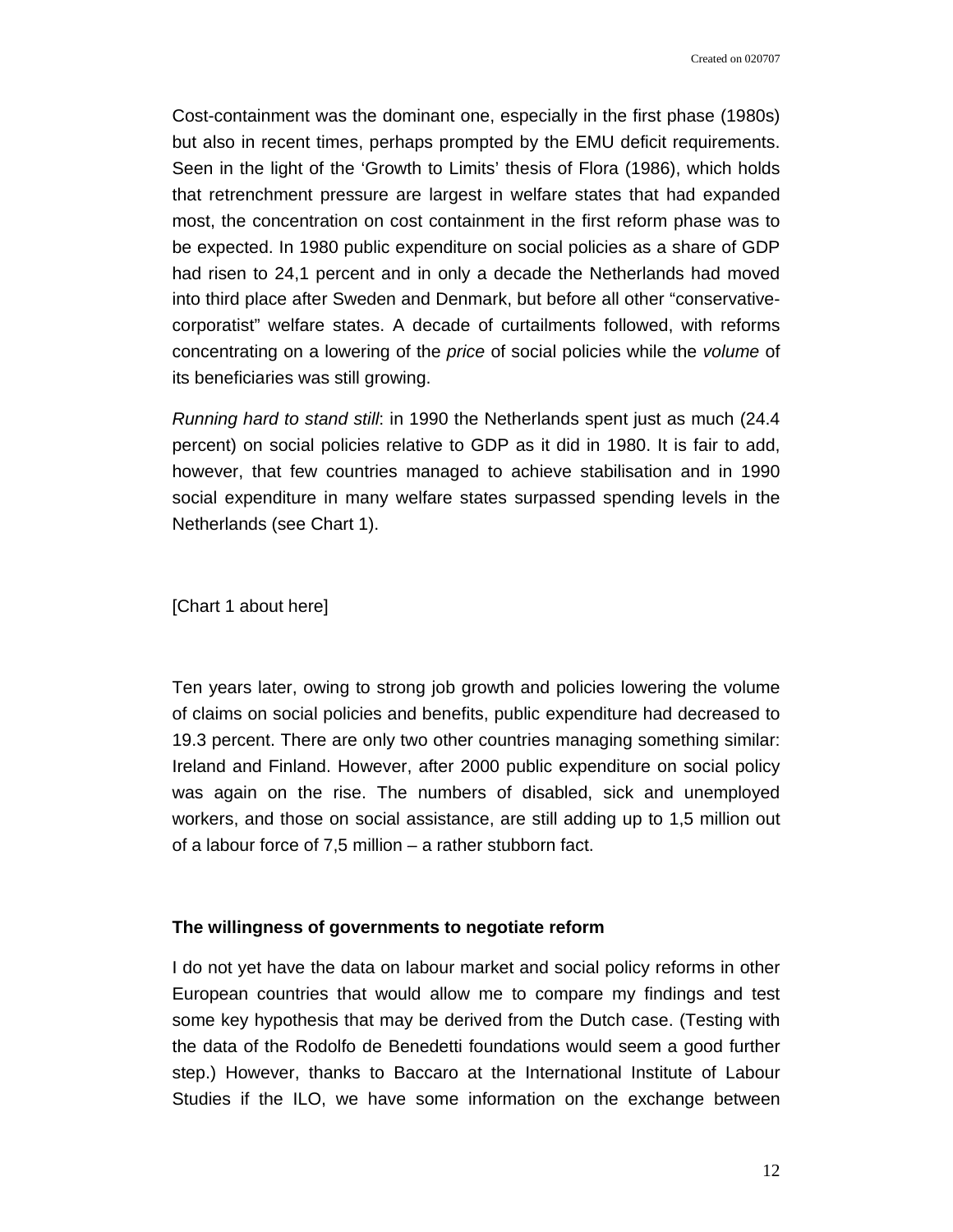Cost-containment was the dominant one, especially in the first phase (1980s) but also in recent times, perhaps prompted by the EMU deficit requirements. Seen in the light of the 'Growth to Limits' thesis of Flora (1986), which holds that retrenchment pressure are largest in welfare states that had expanded most, the concentration on cost containment in the first reform phase was to be expected. In 1980 public expenditure on social policies as a share of GDP had risen to 24,1 percent and in only a decade the Netherlands had moved into third place after Sweden and Denmark, but before all other "conservative-corporatist" welfare states. A decade of curtailments followed, with reforms concentrating on a lowering of the *price* of social policies while the *volume* of its beneficiaries was still growing.

*Running hard to stand still*: in 1990 the Netherlands spent just as much (24.4 percent) on social policies relative to GDP as it did in 1980. It is fair to add, however, that few countries managed to achieve stabilisation and in 1990 social expenditure in many welfare states surpassed spending levels in the Netherlands (see Chart 1).

[Chart 1 about here]

Ten years later, owing to strong job growth and policies lowering the volume of claims on social policies and benefits, public expenditure had decreased to 19.3 percent. There are only two other countries managing something similar: Ireland and Finland. However, after 2000 public expenditure on social policy was again on the rise. The numbers of disabled, sick and unemployed workers, and those on social assistance, are still adding up to 1,5 million out of a labour force of 7,5 million – a rather stubborn fact.

### The willingness of governments to negotiate reform

I do not yet have the data on labour market and social policy reforms in other European countries that would allow me to compare my findings and test some key hypothesis that may be derived from the Dutch case. (Testing with the data of the Rodolfo de Benedetti foundations would seem a good further step.) However, thanks to Baccaro at the International Institute of Labour Studies if the ILO, we have some information on the exchange between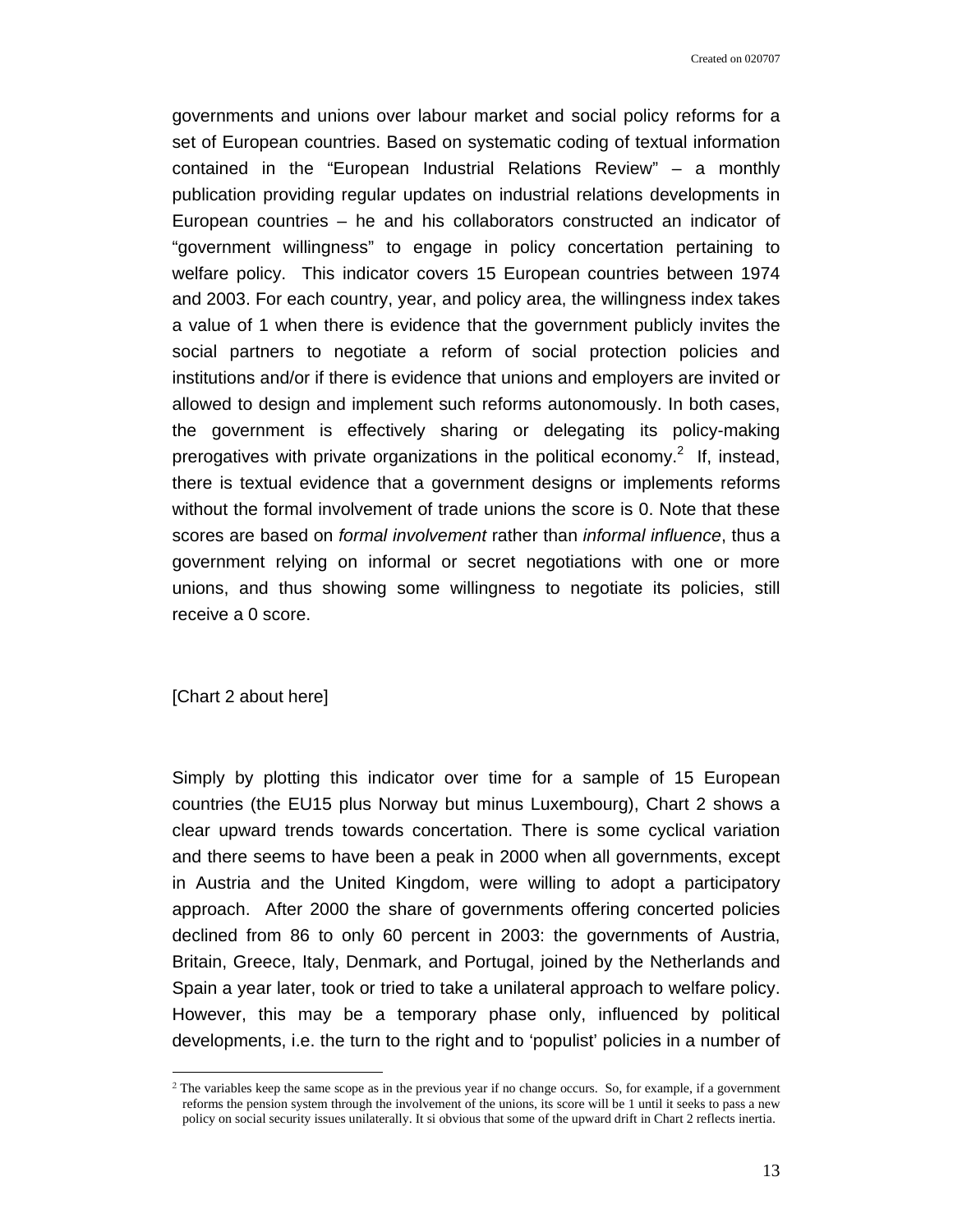governments and unions over labour market and social policy reforms for a set of European countries. Based on systematic coding of textual information contained in the "European Industrial Relations Review" – a monthly publication providing regular updates on industrial relations developments in European countries – he and his collaborators constructed an indicator of "government willingness" to engage in policy concertation pertaining to welfare policy. This indicator covers 15 European countries between 1974 and 2003. For each country, year, and policy area, the willingness index takes a value of 1 when there is evidence that the government publicly invites the social partners to negotiate a reform of social protection policies and institutions and/or if there is evidence that unions and employers are invited or allowed to design and implement such reforms autonomously. In both cases, the government is effectively sharing or delegating its policy-making prerogatives with private organizations in the political economy.[2] If, instead, there is textual evidence that a government designs or implements reforms without the formal involvement of trade unions the score is 0. Note that these scores are based on *formal involvement* rather than *informal influence*, thus a government relying on informal or secret negotiations with one or more unions, and thus showing some willingness to negotiate its policies, still receive a 0 score.

[Chart 2 about here]

Simply by plotting this indicator over time for a sample of 15 European countries (the EU15 plus Norway but minus Luxembourg), Chart 2 shows a clear upward trends towards concertation. There is some cyclical variation and there seems to have been a peak in 2000 when all governments, except in Austria and the United Kingdom, were willing to adopt a participatory approach. After 2000 the share of governments offering concerted policies declined from 86 to only 60 percent in 2003: the governments of Austria, Britain, Greece, Italy, Denmark, and Portugal, joined by the Netherlands and Spain a year later, took or tried to take a unilateral approach to welfare policy. However, this may be a temporary phase only, influenced by political developments, i.e. the turn to the right and to 'populist' policies in a number of

[2] The variables keep the same scope as in the previous year if no change occurs. So, for example, if a government reforms the pension system through the involvement of the unions, its score will be 1 until it seeks to pass a new policy on social security issues unilaterally. It si obvious that some of the upward drift in Chart 2 reflects inertia.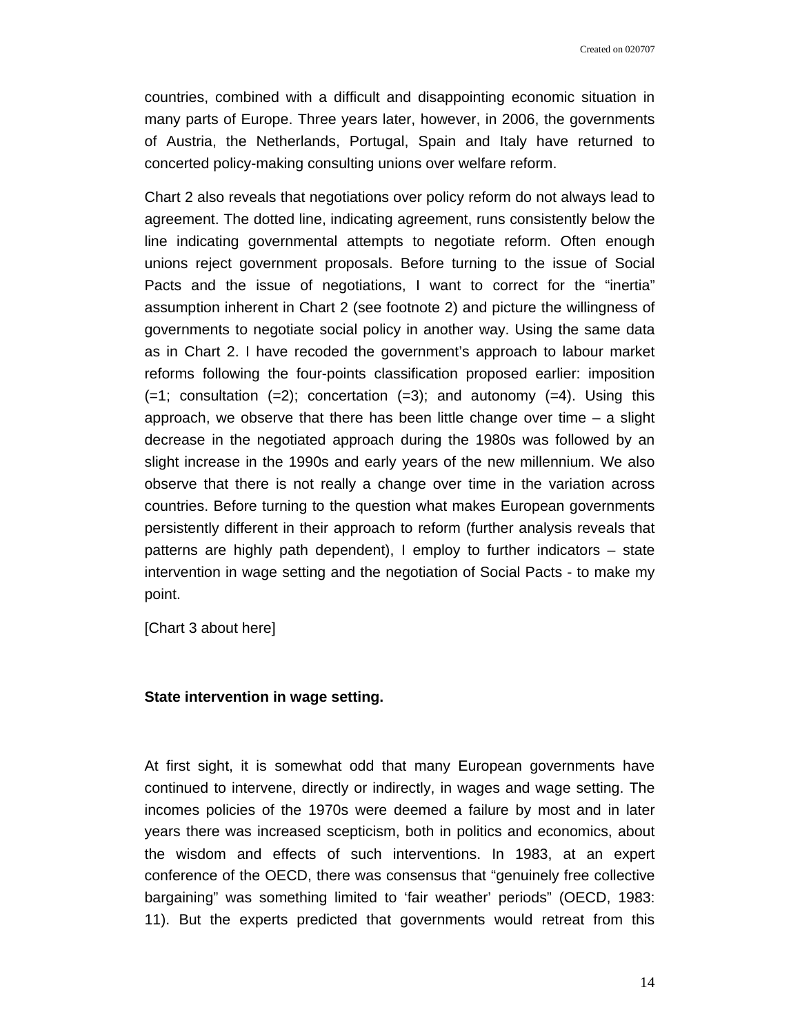countries, combined with a difficult and disappointing economic situation in many parts of Europe. Three years later, however, in 2006, the governments of Austria, the Netherlands, Portugal, Spain and Italy have returned to concerted policy-making consulting unions over welfare reform.

Chart 2 also reveals that negotiations over policy reform do not always lead to agreement. The dotted line, indicating agreement, runs consistently below the line indicating governmental attempts to negotiate reform. Often enough unions reject government proposals. Before turning to the issue of Social Pacts and the issue of negotiations, I want to correct for the "inertia" assumption inherent in Chart 2 (see footnote 2) and picture the willingness of governments to negotiate social policy in another way. Using the same data as in Chart 2. I have recoded the government's approach to labour market reforms following the four-points classification proposed earlier: imposition (=1; consultation (=2); concertation (=3); and autonomy (=4). Using this approach, we observe that there has been little change over time – a slight decrease in the negotiated approach during the 1980s was followed by an slight increase in the 1990s and early years of the new millennium. We also observe that there is not really a change over time in the variation across countries. Before turning to the question what makes European governments persistently different in their approach to reform (further analysis reveals that patterns are highly path dependent), I employ to further indicators – state intervention in wage setting and the negotiation of Social Pacts - to make my point.

[Chart 3 about here]

**State intervention in wage setting.**

At first sight, it is somewhat odd that many European governments have continued to intervene, directly or indirectly, in wages and wage setting. The incomes policies of the 1970s were deemed a failure by most and in later years there was increased scepticism, both in politics and economics, about the wisdom and effects of such interventions. In 1983, at an expert conference of the OECD, there was consensus that "genuinely free collective bargaining" was something limited to 'fair weather' periods" (OECD, 1983: 11). But the experts predicted that governments would retreat from this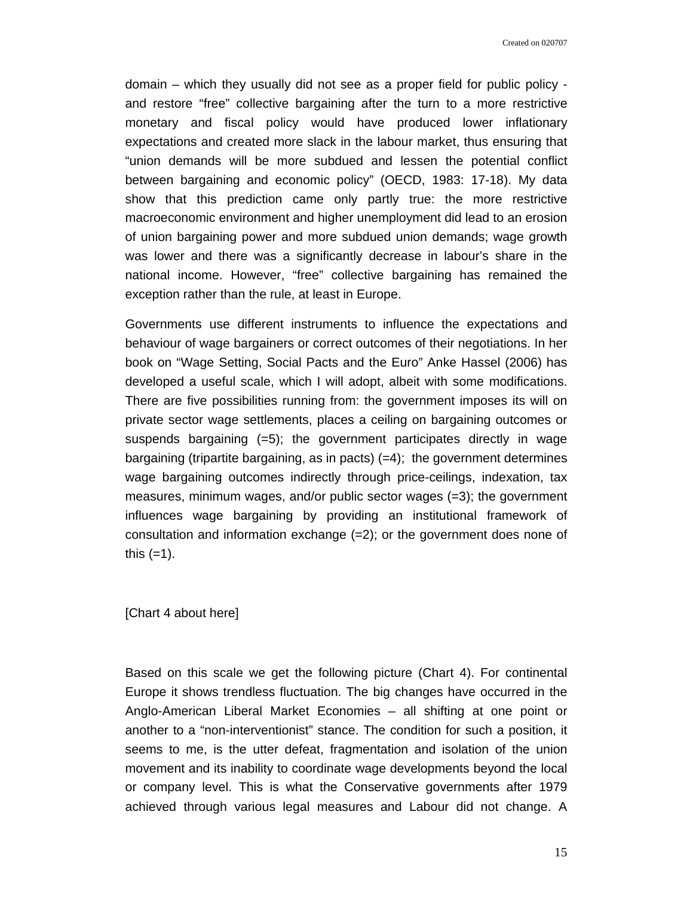domain – which they usually did not see as a proper field for public policy - and restore "free" collective bargaining after the turn to a more restrictive monetary and fiscal policy would have produced lower inflationary expectations and created more slack in the labour market, thus ensuring that "union demands will be more subdued and lessen the potential conflict between bargaining and economic policy" (OECD, 1983: 17-18). My data show that this prediction came only partly true: the more restrictive macroeconomic environment and higher unemployment did lead to an erosion of union bargaining power and more subdued union demands; wage growth was lower and there was a significantly decrease in labour's share in the national income. However, "free" collective bargaining has remained the exception rather than the rule, at least in Europe.

Governments use different instruments to influence the expectations and behaviour of wage bargainers or correct outcomes of their negotiations. In her book on "Wage Setting, Social Pacts and the Euro" Anke Hassel (2006) has developed a useful scale, which I will adopt, albeit with some modifications. There are five possibilities running from: the government imposes its will on private sector wage settlements, places a ceiling on bargaining outcomes or suspends bargaining (=5); the government participates directly in wage bargaining (tripartite bargaining, as in pacts) (=4); the government determines wage bargaining outcomes indirectly through price-ceilings, indexation, tax measures, minimum wages, and/or public sector wages (=3); the government influences wage bargaining by providing an institutional framework of consultation and information exchange (=2); or the government does none of this (=1).

[Chart 4 about here]

Based on this scale we get the following picture (Chart 4). For continental Europe it shows trendless fluctuation. The big changes have occurred in the Anglo-American Liberal Market Economies – all shifting at one point or another to a "non-interventionist" stance. The condition for such a position, it seems to me, is the utter defeat, fragmentation and isolation of the union movement and its inability to coordinate wage developments beyond the local or company level. This is what the Conservative governments after 1979 achieved through various legal measures and Labour did not change. A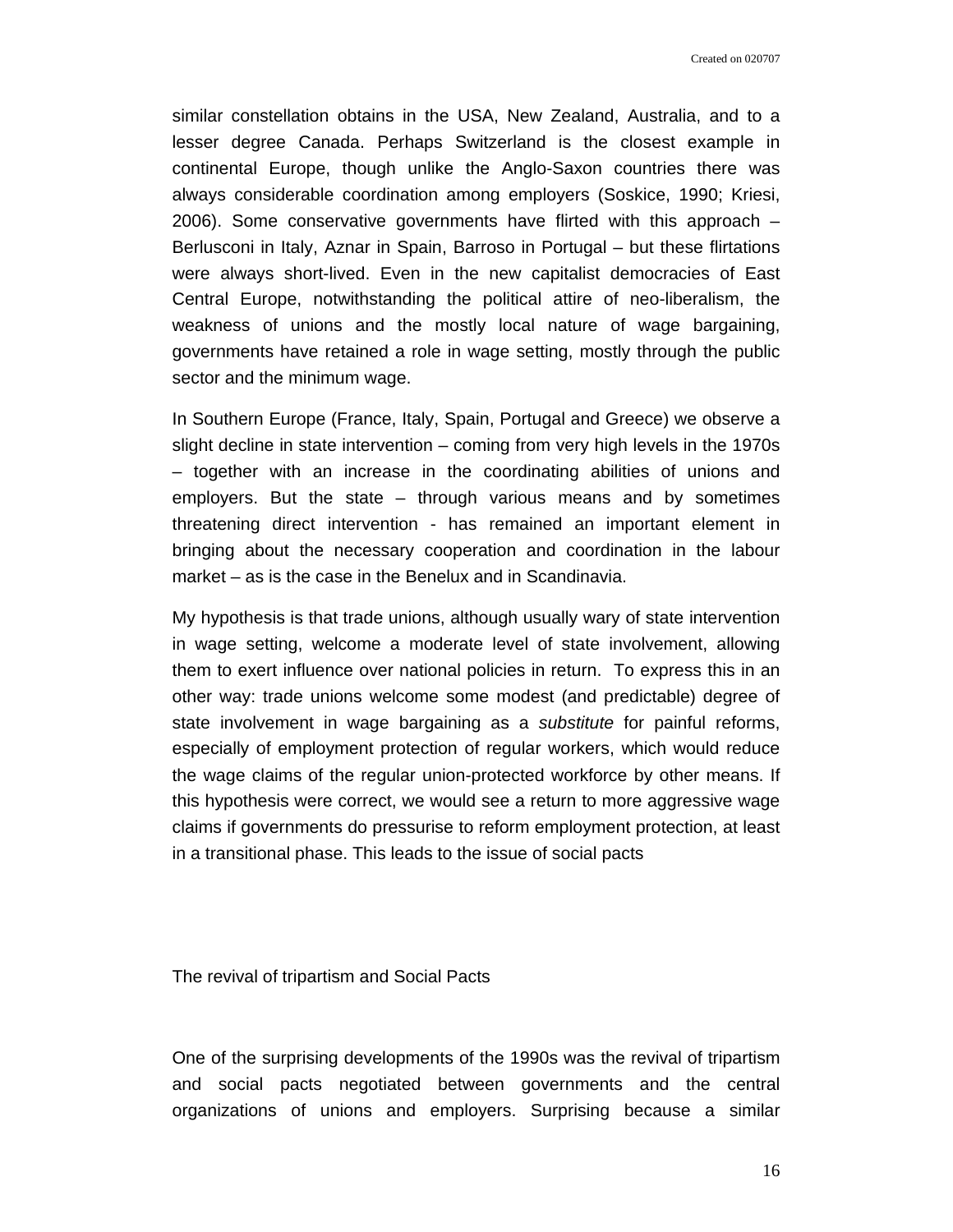similar constellation obtains in the USA, New Zealand, Australia, and to a lesser degree Canada. Perhaps Switzerland is the closest example in continental Europe, though unlike the Anglo-Saxon countries there was always considerable coordination among employers (Soskice, 1990; Kriesi, 2006). Some conservative governments have flirted with this approach – Berlusconi in Italy, Aznar in Spain, Barroso in Portugal – but these flirtations were always short-lived. Even in the new capitalist democracies of East Central Europe, notwithstanding the political attire of neo-liberalism, the weakness of unions and the mostly local nature of wage bargaining, governments have retained a role in wage setting, mostly through the public sector and the minimum wage.

In Southern Europe (France, Italy, Spain, Portugal and Greece) we observe a slight decline in state intervention – coming from very high levels in the 1970s – together with an increase in the coordinating abilities of unions and employers. But the state – through various means and by sometimes threatening direct intervention - has remained an important element in bringing about the necessary cooperation and coordination in the labour market – as is the case in the Benelux and in Scandinavia.

My hypothesis is that trade unions, although usually wary of state intervention in wage setting, welcome a moderate level of state involvement, allowing them to exert influence over national policies in return. To express this in an other way: trade unions welcome some modest (and predictable) degree of state involvement in wage bargaining as a *substitute* for painful reforms, especially of employment protection of regular workers, which would reduce the wage claims of the regular union-protected workforce by other means. If this hypothesis were correct, we would see a return to more aggressive wage claims if governments do pressurise to reform employment protection, at least in a transitional phase. This leads to the issue of social pacts

## The revival of tripartism and Social Pacts

One of the surprising developments of the 1990s was the revival of tripartism and social pacts negotiated between governments and the central organizations of unions and employers. Surprising because a similar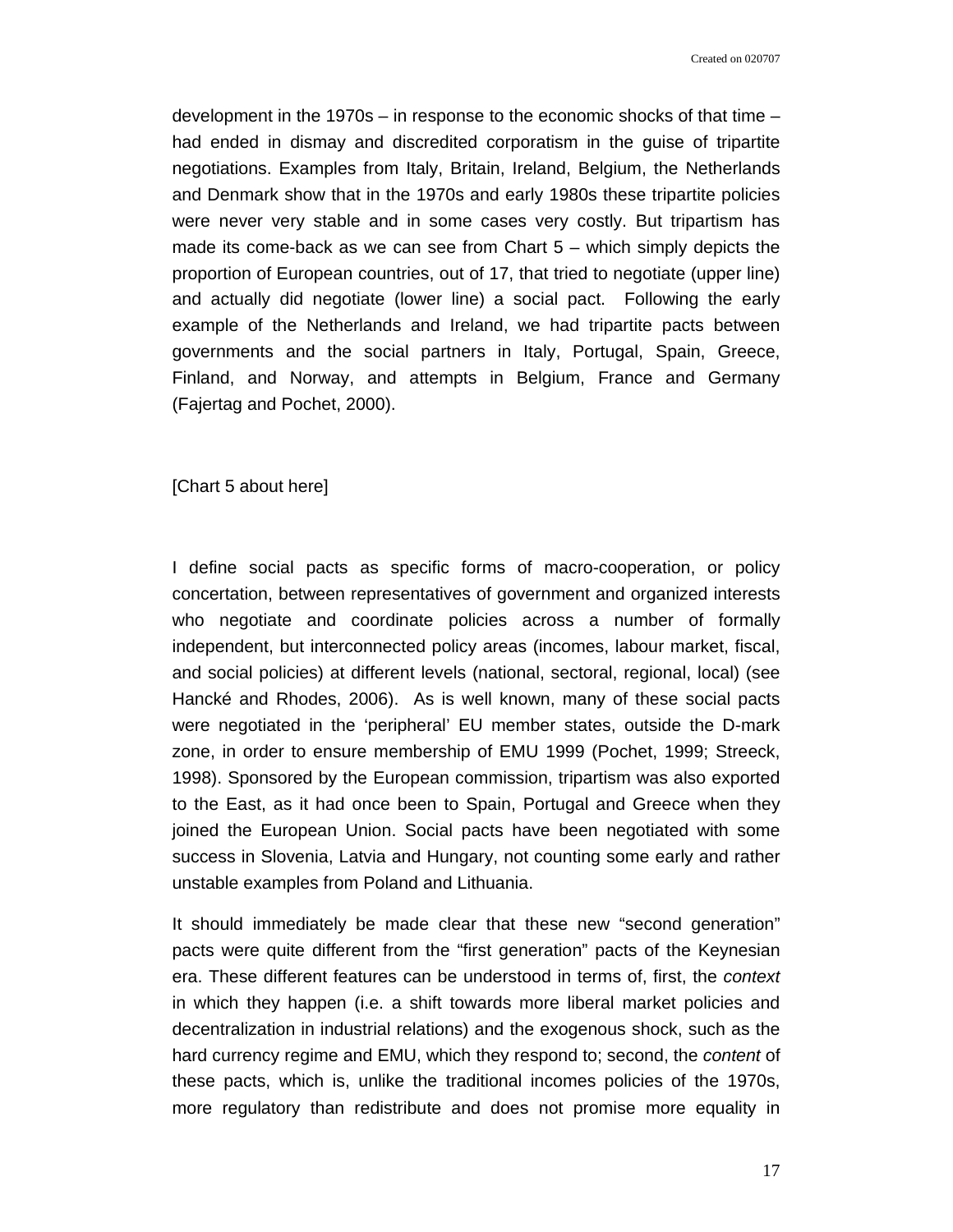development in the 1970s – in response to the economic shocks of that time – had ended in dismay and discredited corporatism in the guise of tripartite negotiations. Examples from Italy, Britain, Ireland, Belgium, the Netherlands and Denmark show that in the 1970s and early 1980s these tripartite policies were never very stable and in some cases very costly. But tripartism has made its come-back as we can see from Chart 5 – which simply depicts the proportion of European countries, out of 17, that tried to negotiate (upper line) and actually did negotiate (lower line) a social pact. Following the early example of the Netherlands and Ireland, we had tripartite pacts between governments and the social partners in Italy, Portugal, Spain, Greece, Finland, and Norway, and attempts in Belgium, France and Germany (Fajertag and Pochet, 2000).

[Chart 5 about here]

I define social pacts as specific forms of macro-cooperation, or policy concertation, between representatives of government and organized interests who negotiate and coordinate policies across a number of formally independent, but interconnected policy areas (incomes, labour market, fiscal, and social policies) at different levels (national, sectoral, regional, local) (see Hancké and Rhodes, 2006). As is well known, many of these social pacts were negotiated in the 'peripheral' EU member states, outside the D-mark zone, in order to ensure membership of EMU 1999 (Pochet, 1999; Streeck, 1998). Sponsored by the European commission, tripartism was also exported to the East, as it had once been to Spain, Portugal and Greece when they joined the European Union. Social pacts have been negotiated with some success in Slovenia, Latvia and Hungary, not counting some early and rather unstable examples from Poland and Lithuania.

It should immediately be made clear that these new "second generation" pacts were quite different from the "first generation" pacts of the Keynesian era. These different features can be understood in terms of, first, the *context* in which they happen (i.e. a shift towards more liberal market policies and decentralization in industrial relations) and the exogenous shock, such as the hard currency regime and EMU, which they respond to; second, the *content* of these pacts, which is, unlike the traditional incomes policies of the 1970s, more regulatory than redistribute and does not promise more equality in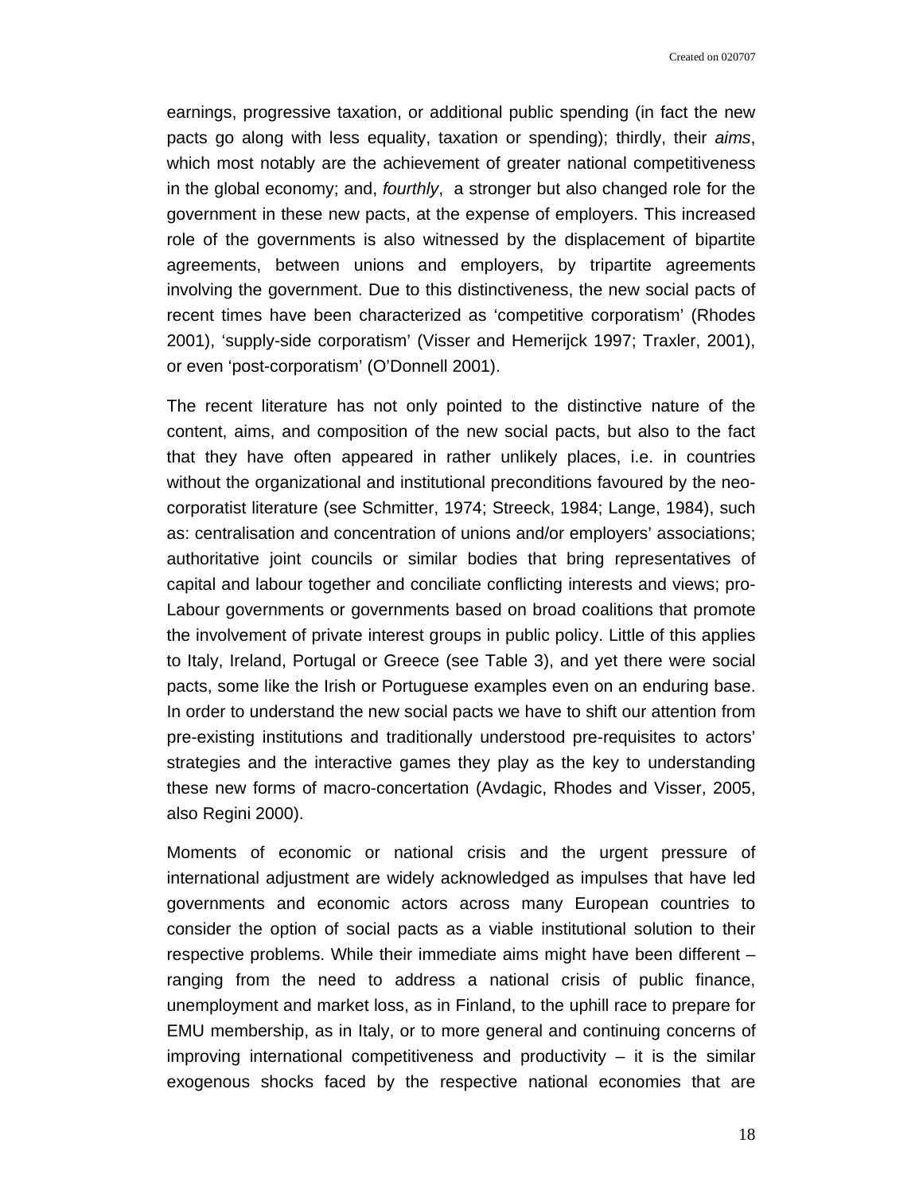earnings, progressive taxation, or additional public spending (in fact the new pacts go along with less equality, taxation or spending); thirdly, their *aims*, which most notably are the achievement of greater national competitiveness in the global economy; and, *fourthly*, a stronger but also changed role for the government in these new pacts, at the expense of employers. This increased role of the governments is also witnessed by the displacement of bipartite agreements, between unions and employers, by tripartite agreements involving the government. Due to this distinctiveness, the new social pacts of recent times have been characterized as 'competitive corporatism' (Rhodes 2001), 'supply-side corporatism' (Visser and Hemerijck 1997; Traxler, 2001), or even 'post-corporatism' (O'Donnell 2001).

The recent literature has not only pointed to the distinctive nature of the content, aims, and composition of the new social pacts, but also to the fact that they have often appeared in rather unlikely places, i.e. in countries without the organizational and institutional preconditions favoured by the neo-corporatist literature (see Schmitter, 1974; Streeck, 1984; Lange, 1984), such as: centralisation and concentration of unions and/or employers' associations; authoritative joint councils or similar bodies that bring representatives of capital and labour together and conciliate conflicting interests and views; pro-Labour governments or governments based on broad coalitions that promote the involvement of private interest groups in public policy. Little of this applies to Italy, Ireland, Portugal or Greece (see Table 3), and yet there were social pacts, some like the Irish or Portuguese examples even on an enduring base. In order to understand the new social pacts we have to shift our attention from pre-existing institutions and traditionally understood pre-requisites to actors' strategies and the interactive games they play as the key to understanding these new forms of macro-concertation (Avdagic, Rhodes and Visser, 2005, also Regini 2000).

Moments of economic or national crisis and the urgent pressure of international adjustment are widely acknowledged as impulses that have led governments and economic actors across many European countries to consider the option of social pacts as a viable institutional solution to their respective problems. While their immediate aims might have been different – ranging from the need to address a national crisis of public finance, unemployment and market loss, as in Finland, to the uphill race to prepare for EMU membership, as in Italy, or to more general and continuing concerns of improving international competitiveness and productivity – it is the similar exogenous shocks faced by the respective national economies that are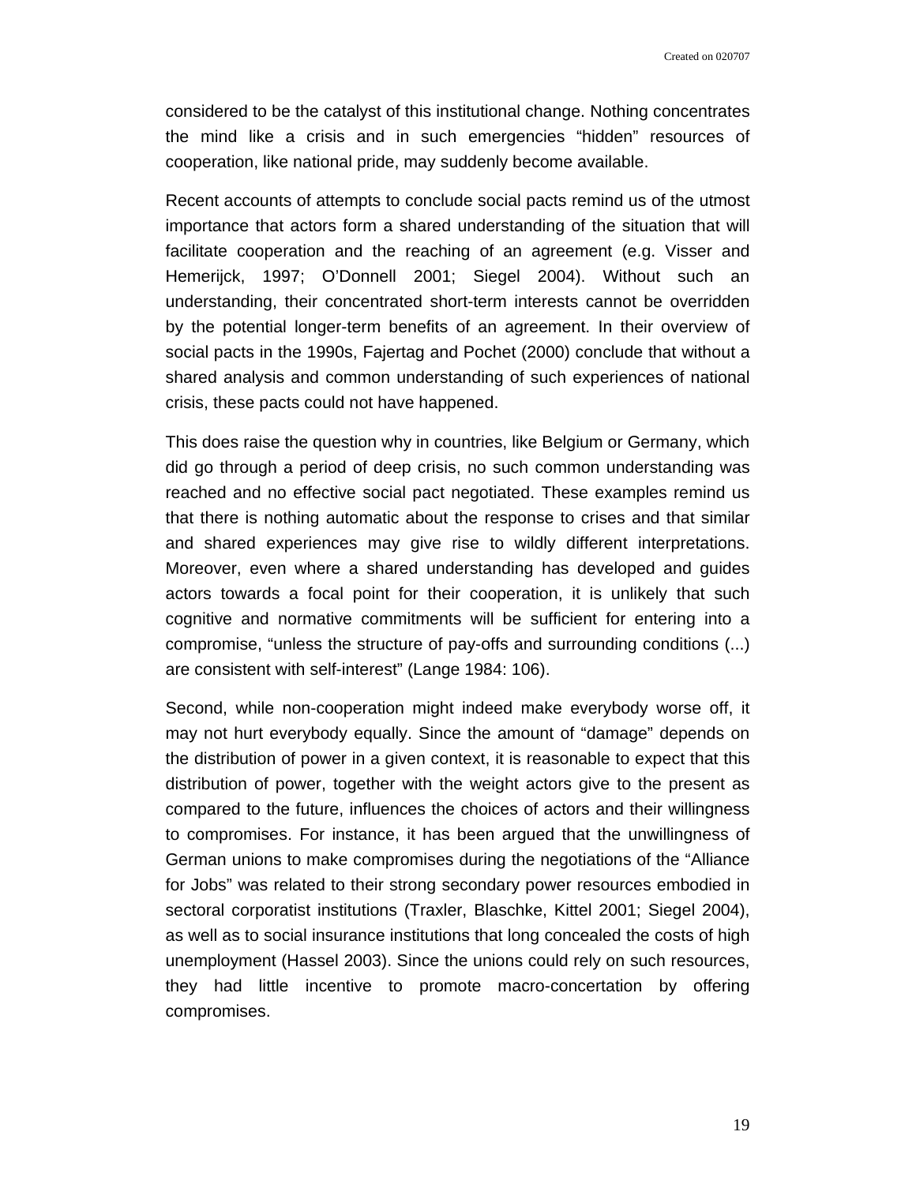considered to be the catalyst of this institutional change. Nothing concentrates the mind like a crisis and in such emergencies "hidden" resources of cooperation, like national pride, may suddenly become available.

Recent accounts of attempts to conclude social pacts remind us of the utmost importance that actors form a shared understanding of the situation that will facilitate cooperation and the reaching of an agreement (e.g. Visser and Hemerijck, 1997; O'Donnell 2001; Siegel 2004). Without such an understanding, their concentrated short-term interests cannot be overridden by the potential longer-term benefits of an agreement. In their overview of social pacts in the 1990s, Fajertag and Pochet (2000) conclude that without a shared analysis and common understanding of such experiences of national crisis, these pacts could not have happened.

This does raise the question why in countries, like Belgium or Germany, which did go through a period of deep crisis, no such common understanding was reached and no effective social pact negotiated. These examples remind us that there is nothing automatic about the response to crises and that similar and shared experiences may give rise to wildly different interpretations. Moreover, even where a shared understanding has developed and guides actors towards a focal point for their cooperation, it is unlikely that such cognitive and normative commitments will be sufficient for entering into a compromise, "unless the structure of pay-offs and surrounding conditions (...) are consistent with self-interest" (Lange 1984: 106).

Second, while non-cooperation might indeed make everybody worse off, it may not hurt everybody equally. Since the amount of "damage" depends on the distribution of power in a given context, it is reasonable to expect that this distribution of power, together with the weight actors give to the present as compared to the future, influences the choices of actors and their willingness to compromises. For instance, it has been argued that the unwillingness of German unions to make compromises during the negotiations of the "Alliance for Jobs" was related to their strong secondary power resources embodied in sectoral corporatist institutions (Traxler, Blaschke, Kittel 2001; Siegel 2004), as well as to social insurance institutions that long concealed the costs of high unemployment (Hassel 2003). Since the unions could rely on such resources, they had little incentive to promote macro-concertation by offering compromises.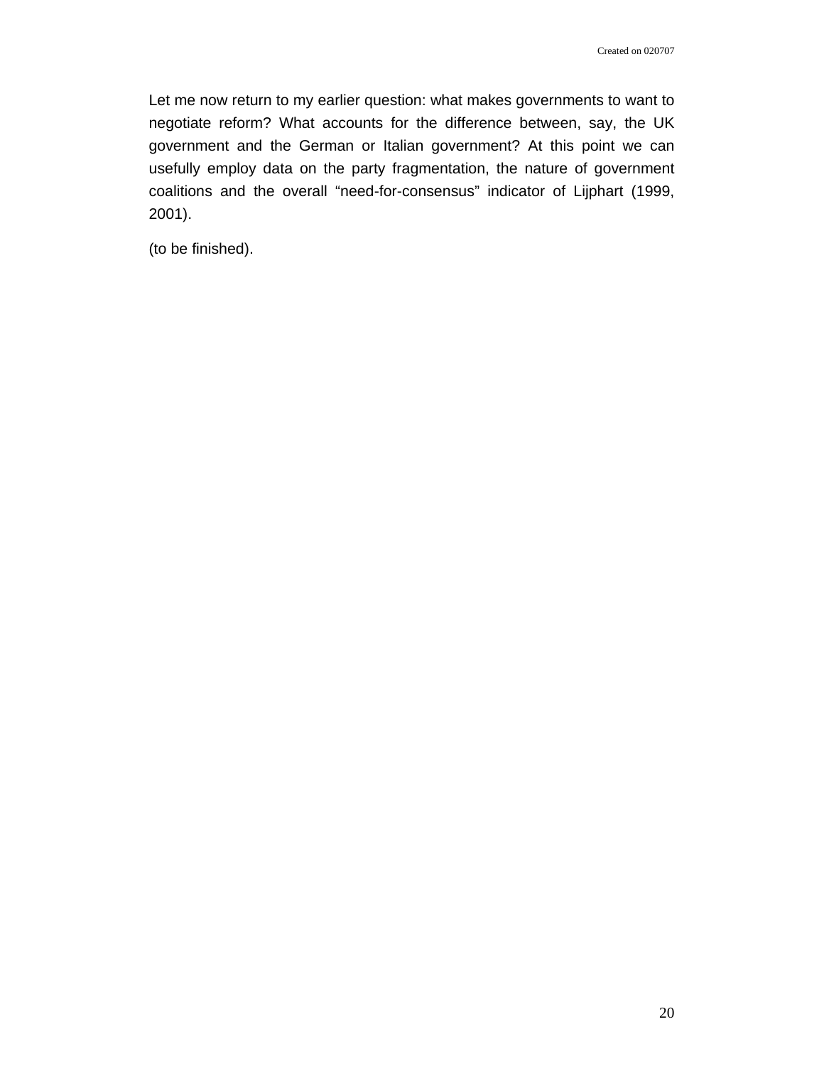Let me now return to my earlier question: what makes governments to want to negotiate reform? What accounts for the difference between, say, the UK government and the German or Italian government? At this point we can usefully employ data on the party fragmentation, the nature of government coalitions and the overall “need-for-consensus” indicator of Lijphart (1999, 2001).

(to be finished).